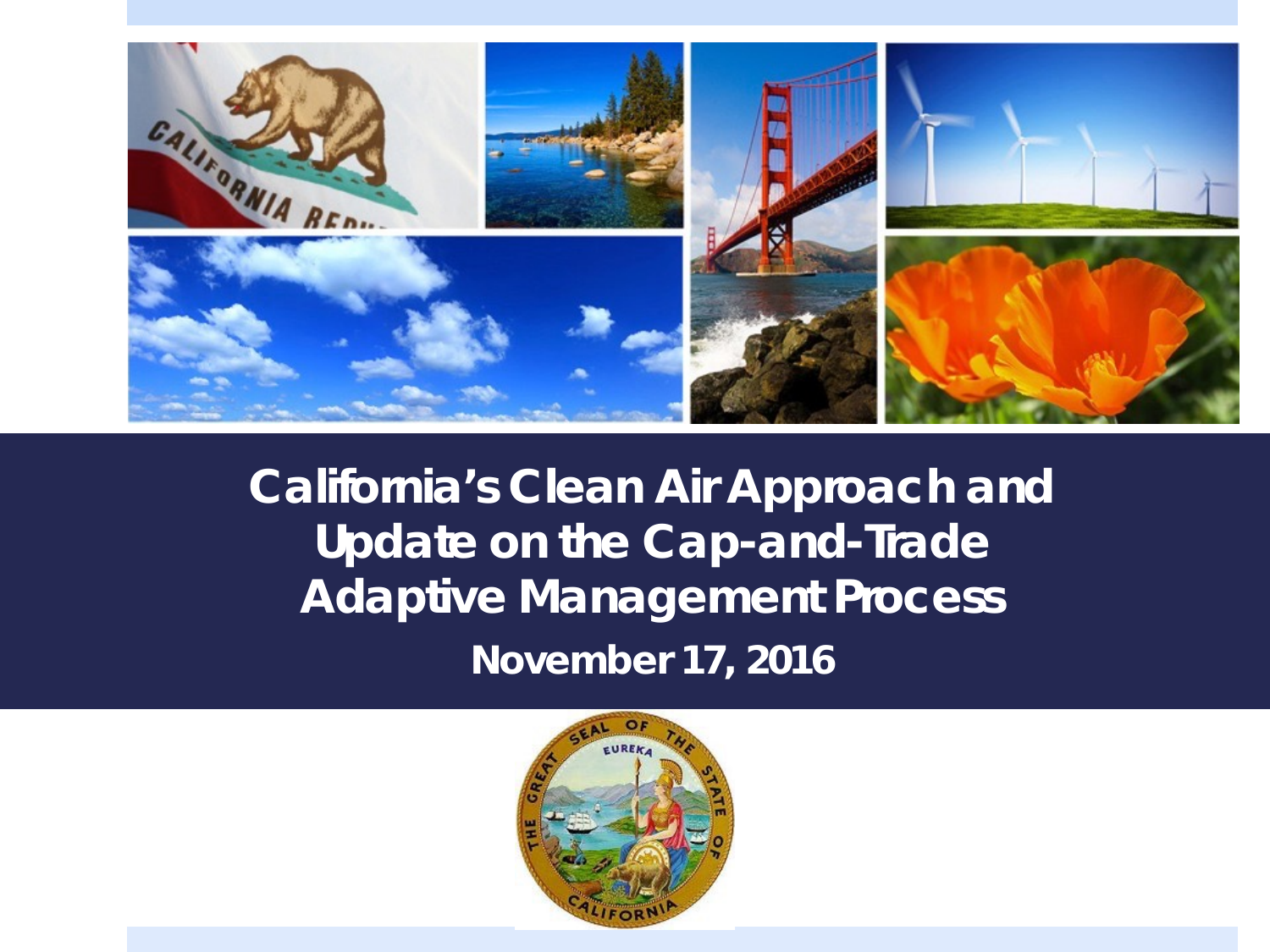# California's Clean Air Approach and Update on the Cap-and-Trade Adaptive Management Process

**November 17, 2016**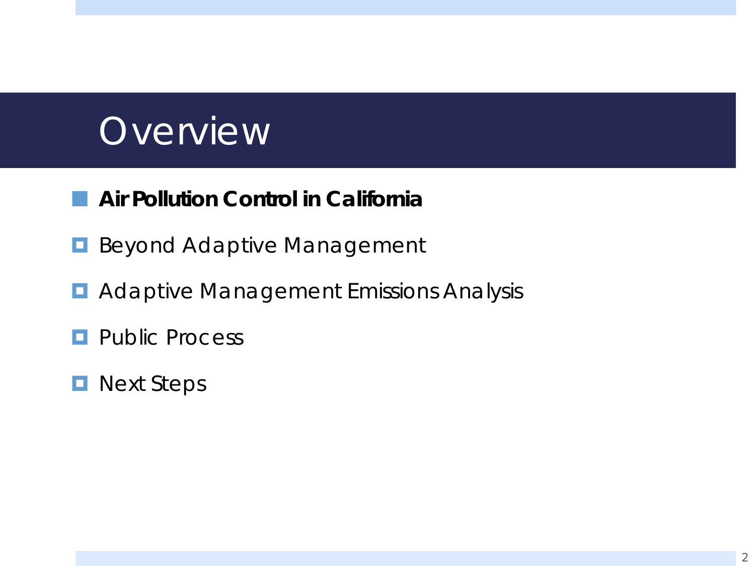# Overview

- **Air Pollution Control in California**
- Beyond Adaptive Management
- Adaptive Management Emissions Analysis
- Public Process
- Next Steps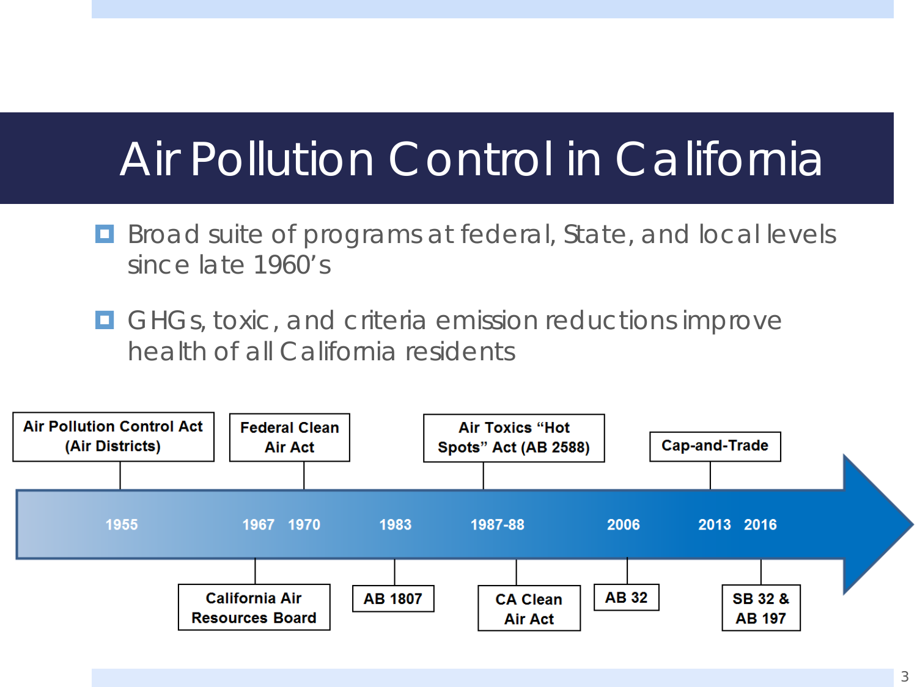# Air Pollution Control in California

- Broad suite of programs at federal, State, and local levels since late 1960's
- GHGs, toxic, and criteria emission reductions improve health of all California residents

| Year | Program |
| --- | --- |
| 1955 | Air Pollution Control Act (Air Districts) |
| 1967 | California Air Resources Board |
| 1970 | Federal Clean Air Act |
| 1983 | AB 1807 |
| 1987-88 | Air Toxics "Hot Spots" Act (AB 2588); CA Clean Air Act |
| 2006 | AB 32 |
| 2013 | Cap-and-Trade |
| 2016 | SB 32 & AB 197 |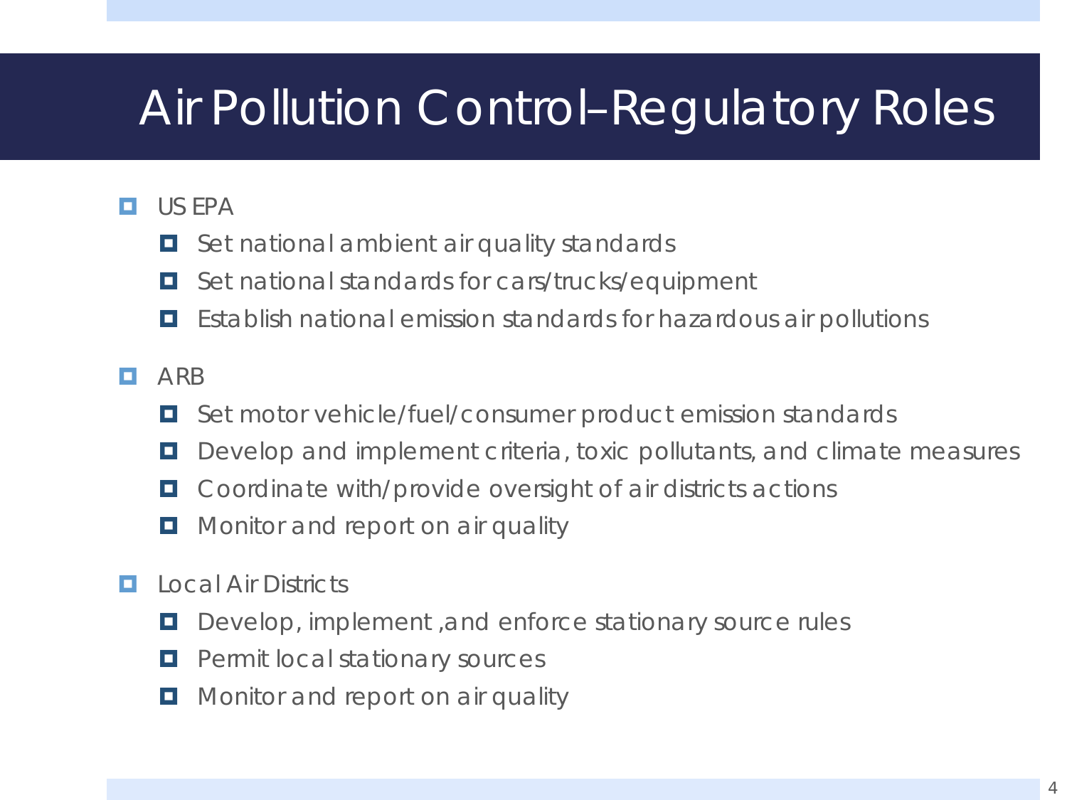# Air Pollution Control–Regulatory Roles

- US EPA
  - Set national ambient air quality standards
  - Set national standards for cars/trucks/equipment
  - Establish national emission standards for hazardous air pollutions
- ARB
  - Set motor vehicle/fuel/consumer product emission standards
  - Develop and implement criteria, toxic pollutants, and climate measures
  - Coordinate with/provide oversight of air districts actions
  - Monitor and report on air quality
- Local Air Districts
  - Develop, implement ,and enforce stationary source rules
  - Permit local stationary sources
  - Monitor and report on air quality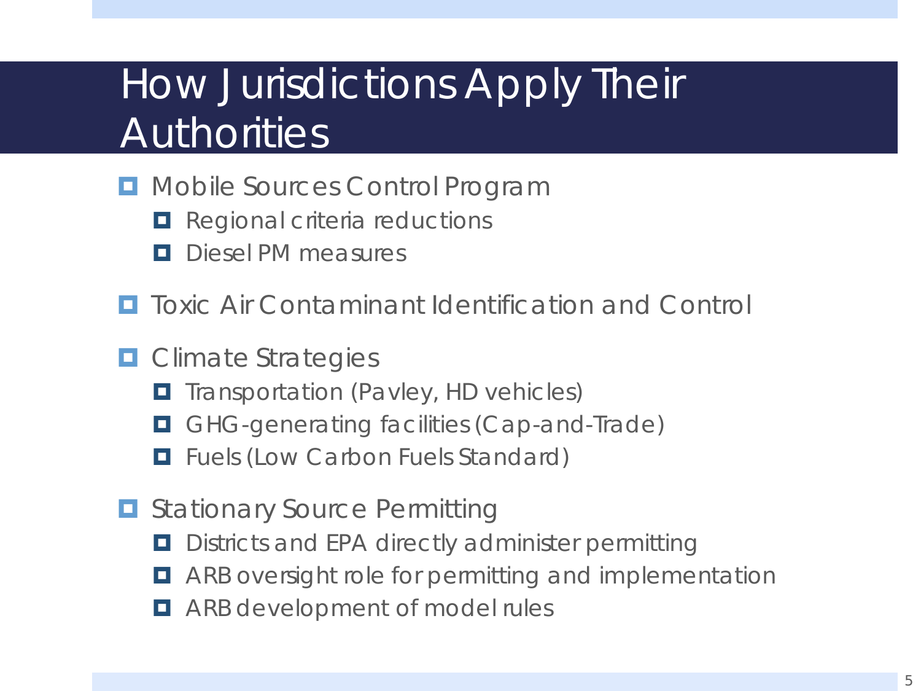# How Jurisdictions Apply Their Authorities

- Mobile Sources Control Program
  - Regional criteria reductions
  - Diesel PM measures
- Toxic Air Contaminant Identification and Control
- Climate Strategies
  - Transportation (Pavley, HD vehicles)
  - GHG-generating facilities (Cap-and-Trade)
  - Fuels (Low Carbon Fuels Standard)
- Stationary Source Permitting
  - Districts and EPA directly administer permitting
  - ARB oversight role for permitting and implementation
  - ARB development of model rules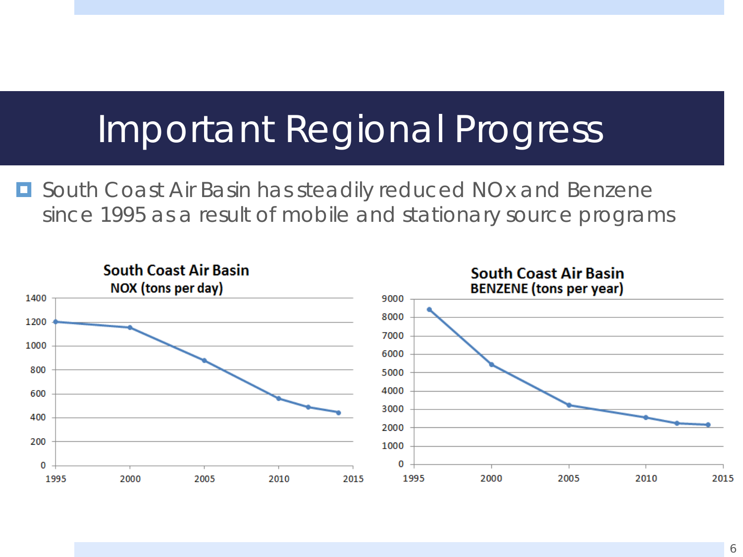# Important Regional Progress

- South Coast Air Basin has steadily reduced NOx and Benzene since 1995 as a result of mobile and stationary source programs

**South Coast Air Basin**
**NOX (tons per day)**

**South Coast Air Basin**
**BENZENE (tons per year)**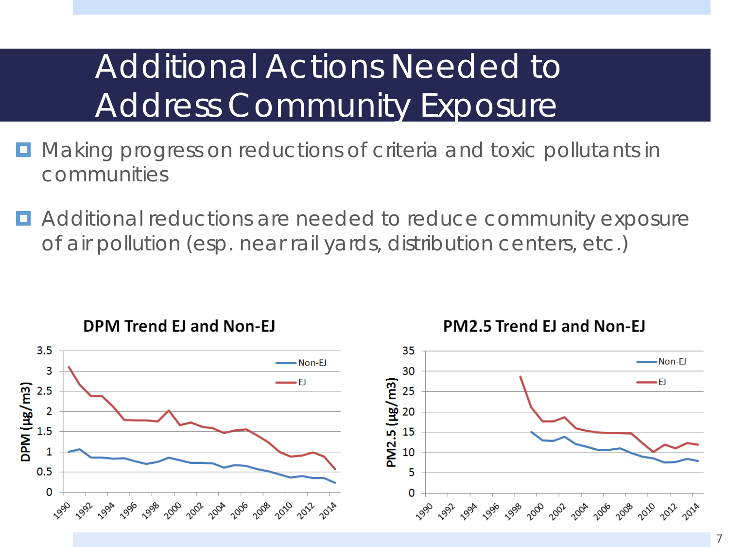# Additional Actions Needed to Address Community Exposure

- Making progress on reductions of criteria and toxic pollutants in communities
- Additional reductions are needed to reduce community exposure of air pollution (esp. near rail yards, distribution centers, etc.)

**DPM Trend EJ and Non-EJ**

**PM2.5 Trend EJ and Non-EJ**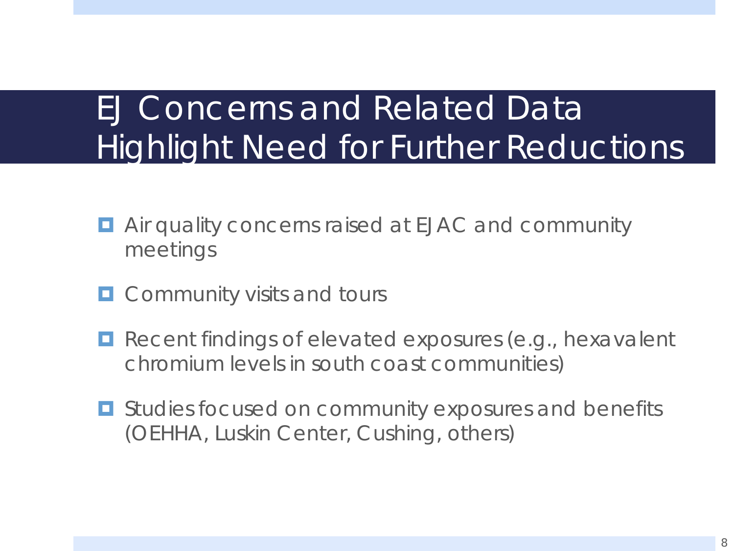# EJ Concerns and Related Data Highlight Need for Further Reductions

- Air quality concerns raised at EJAC and community meetings
- Community visits and tours
- Recent findings of elevated exposures (e.g., hexavalent chromium levels in south coast communities)
- Studies focused on community exposures and benefits (OEHHA, Luskin Center, Cushing, others)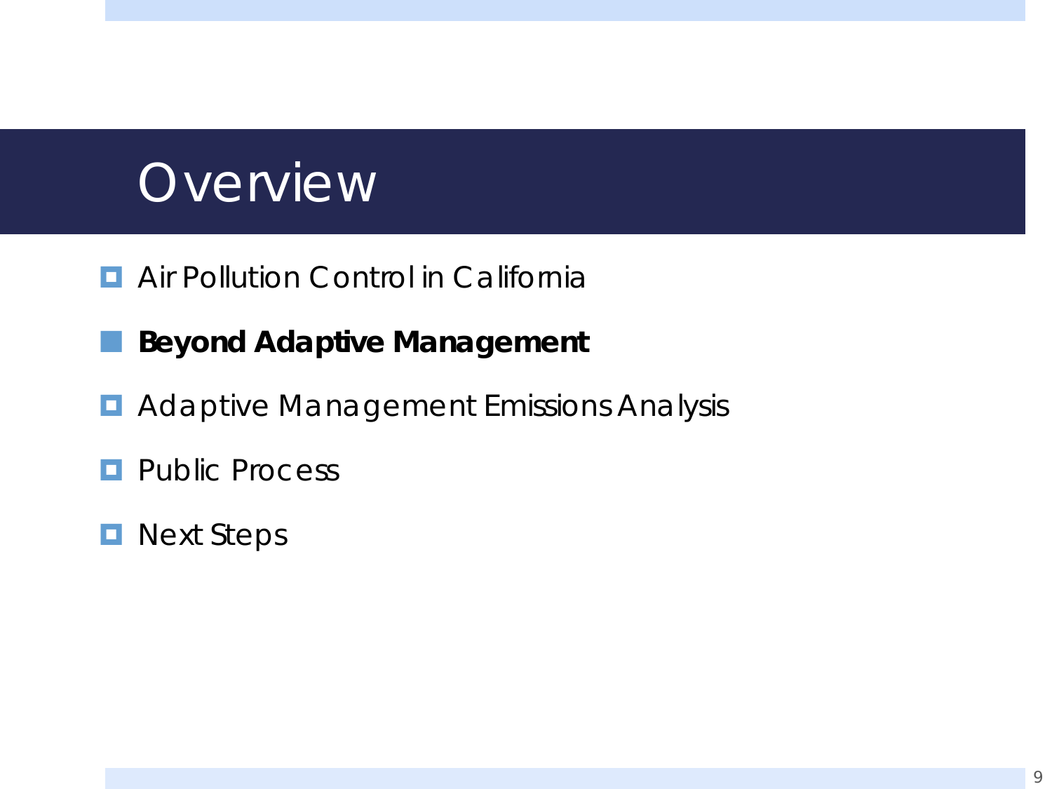# Overview

- Air Pollution Control in California
- **Beyond Adaptive Management**
- Adaptive Management Emissions Analysis
- Public Process
- Next Steps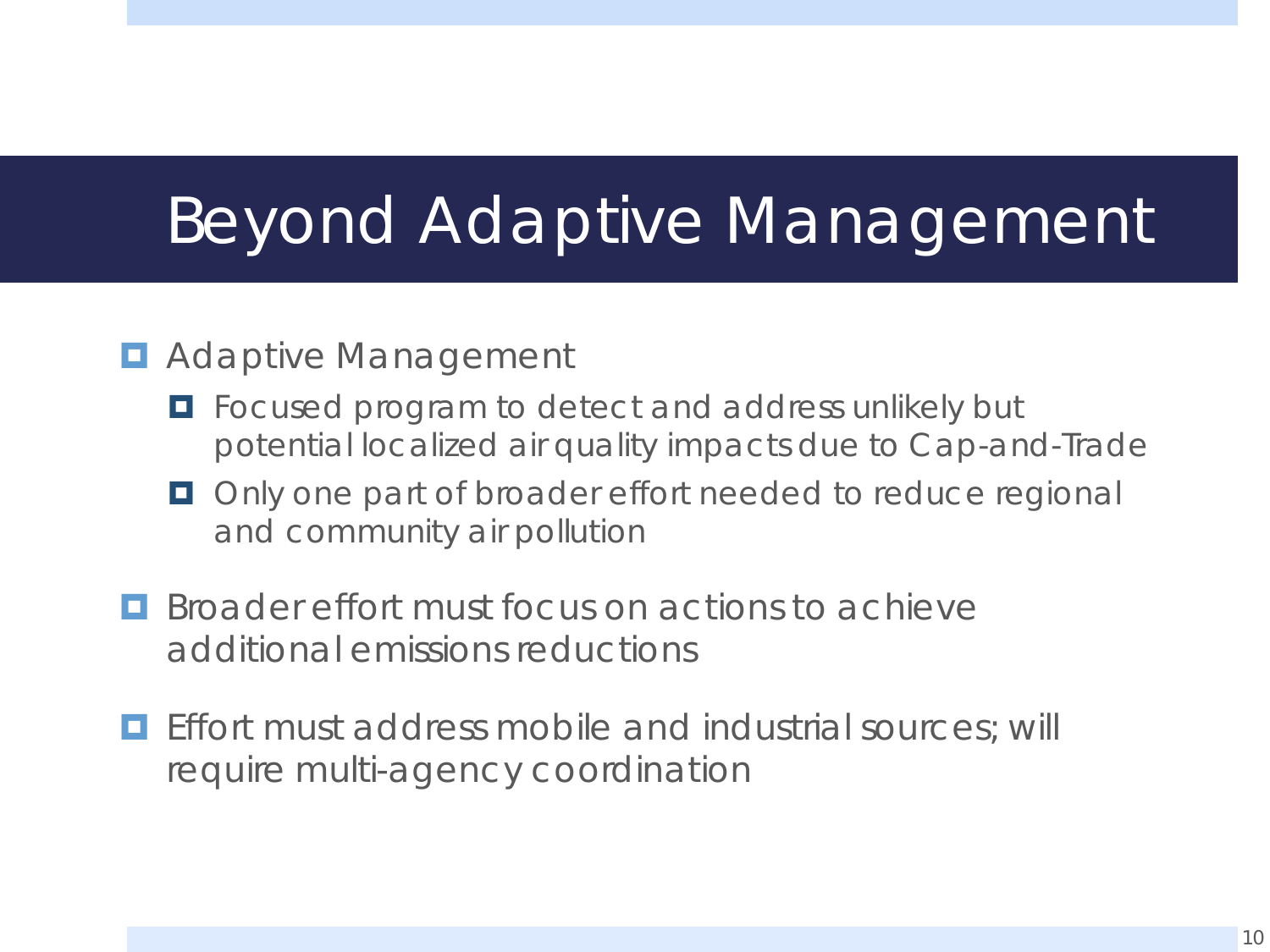# Beyond Adaptive Management

- Adaptive Management
  - Focused program to detect and address unlikely but potential localized air quality impacts due to Cap-and-Trade
  - Only one part of broader effort needed to reduce regional and community air pollution
- Broader effort must focus on actions to achieve additional emissions reductions
- Effort must address mobile and industrial sources; will require multi-agency coordination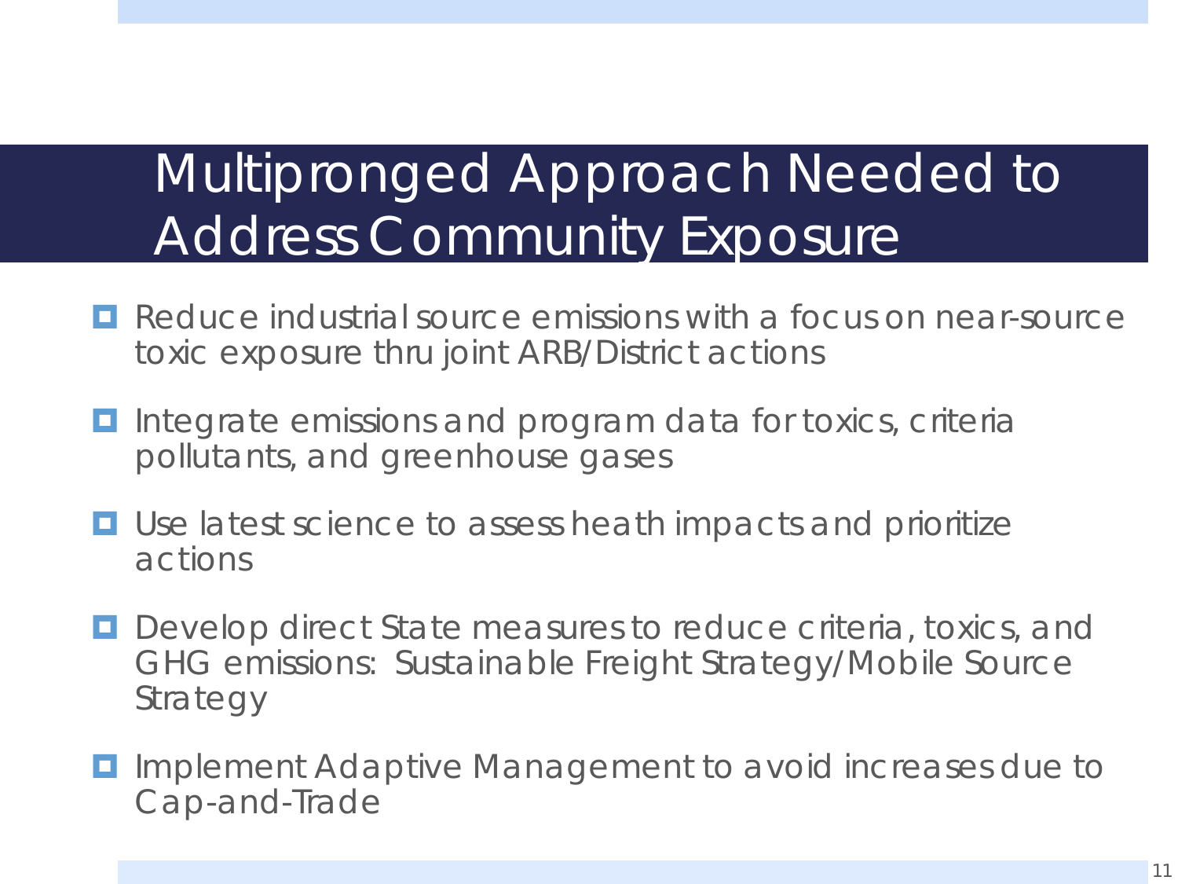# Multipronged Approach Needed to Address Community Exposure

- Reduce industrial source emissions with a focus on near-source toxic exposure thru joint ARB/District actions
- Integrate emissions and program data for toxics, criteria pollutants, and greenhouse gases
- Use latest science to assess heath impacts and prioritize actions
- Develop direct State measures to reduce criteria, toxics, and GHG emissions: Sustainable Freight Strategy/Mobile Source Strategy
- Implement Adaptive Management to avoid increases due to Cap-and-Trade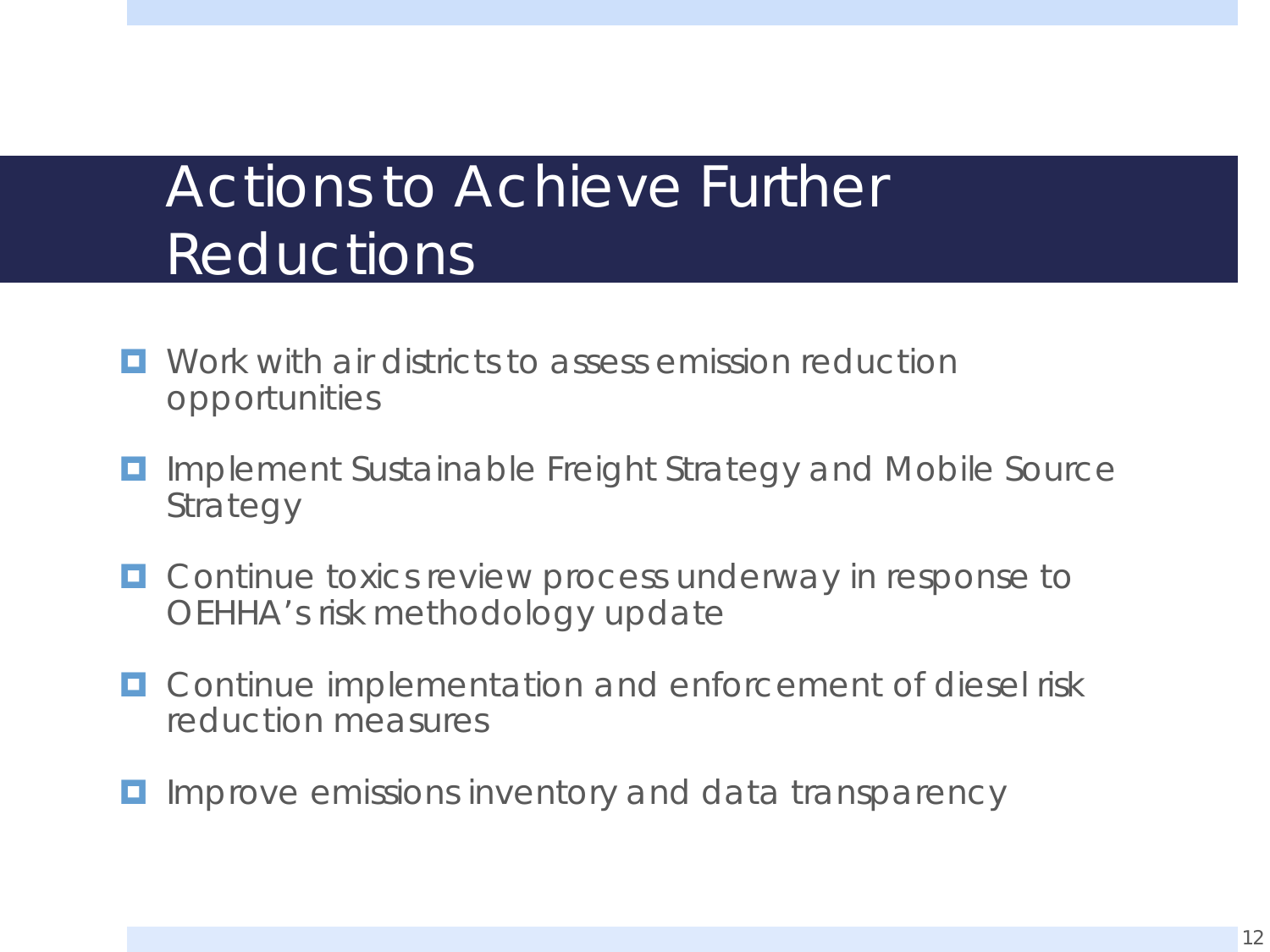# Actions to Achieve Further Reductions

- Work with air districts to assess emission reduction opportunities
- Implement Sustainable Freight Strategy and Mobile Source Strategy
- Continue toxics review process underway in response to OEHHA's risk methodology update
- Continue implementation and enforcement of diesel risk reduction measures
- Improve emissions inventory and data transparency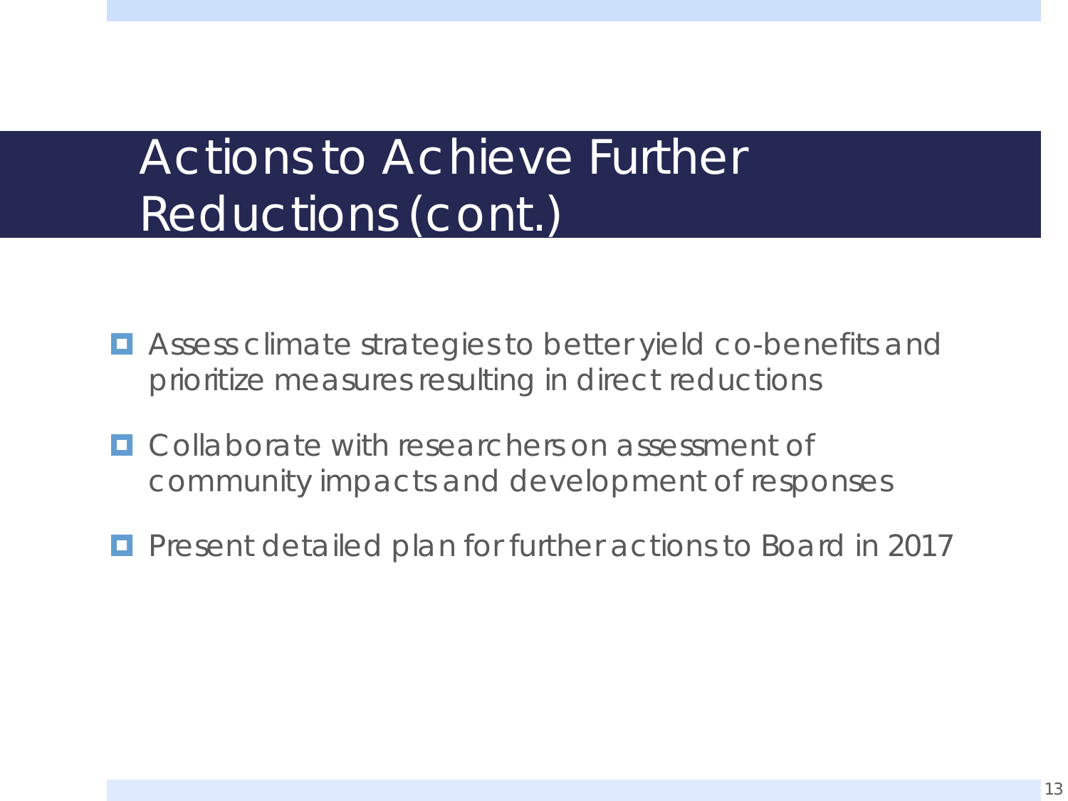# Actions to Achieve Further Reductions (cont.)

- Assess climate strategies to better yield co-benefits and prioritize measures resulting in direct reductions
- Collaborate with researchers on assessment of community impacts and development of responses
- Present detailed plan for further actions to Board in 2017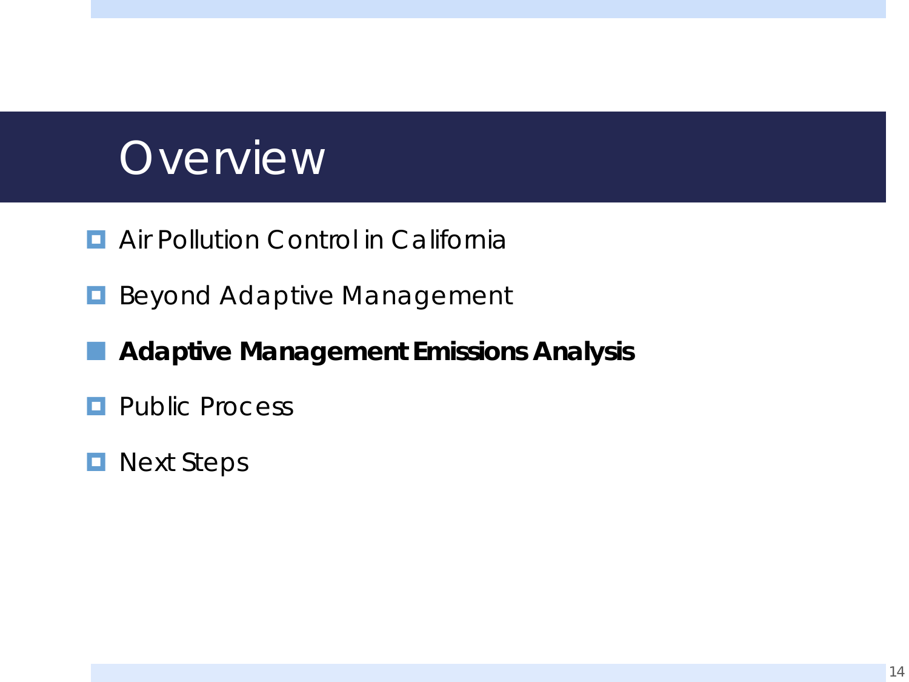# Overview

- Air Pollution Control in California
- Beyond Adaptive Management
- **Adaptive Management Emissions Analysis**
- Public Process
- Next Steps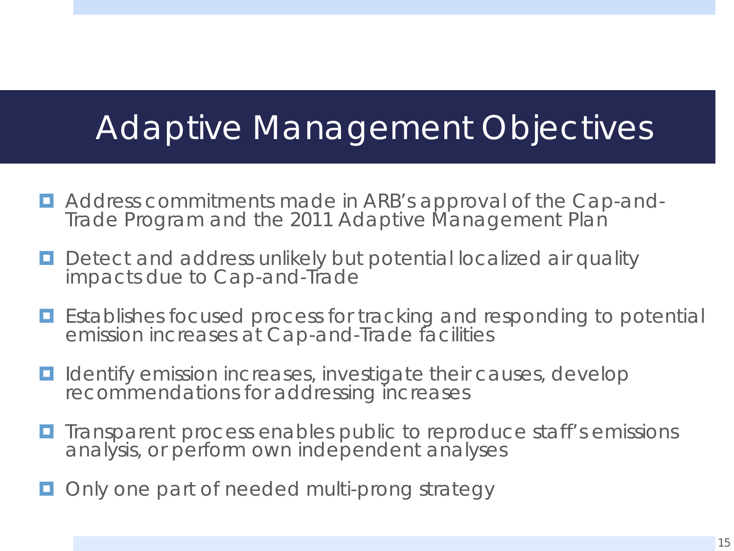# Adaptive Management Objectives

- Address commitments made in ARB's approval of the Cap-and-Trade Program and the 2011 Adaptive Management Plan
- Detect and address unlikely but potential localized air quality impacts due to Cap-and-Trade
- Establishes focused process for tracking and responding to potential emission increases at Cap-and-Trade facilities
- Identify emission increases, investigate their causes, develop recommendations for addressing increases
- Transparent process enables public to reproduce staff's emissions analysis, or perform own independent analyses
- Only one part of needed multi-prong strategy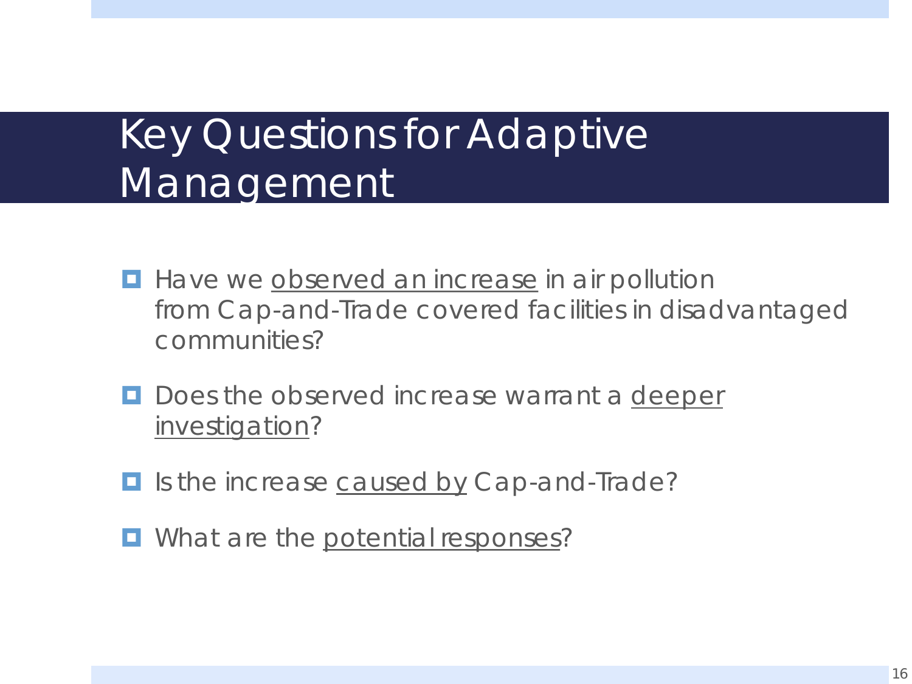# Key Questions for Adaptive Management

- Have we <u>observed an increase</u> in air pollution from Cap-and-Trade covered facilities in disadvantaged communities?
- Does the observed increase warrant a <u>deeper investigation</u>?
- Is the increase <u>caused by</u> Cap-and-Trade?
- What are the <u>potential responses</u>?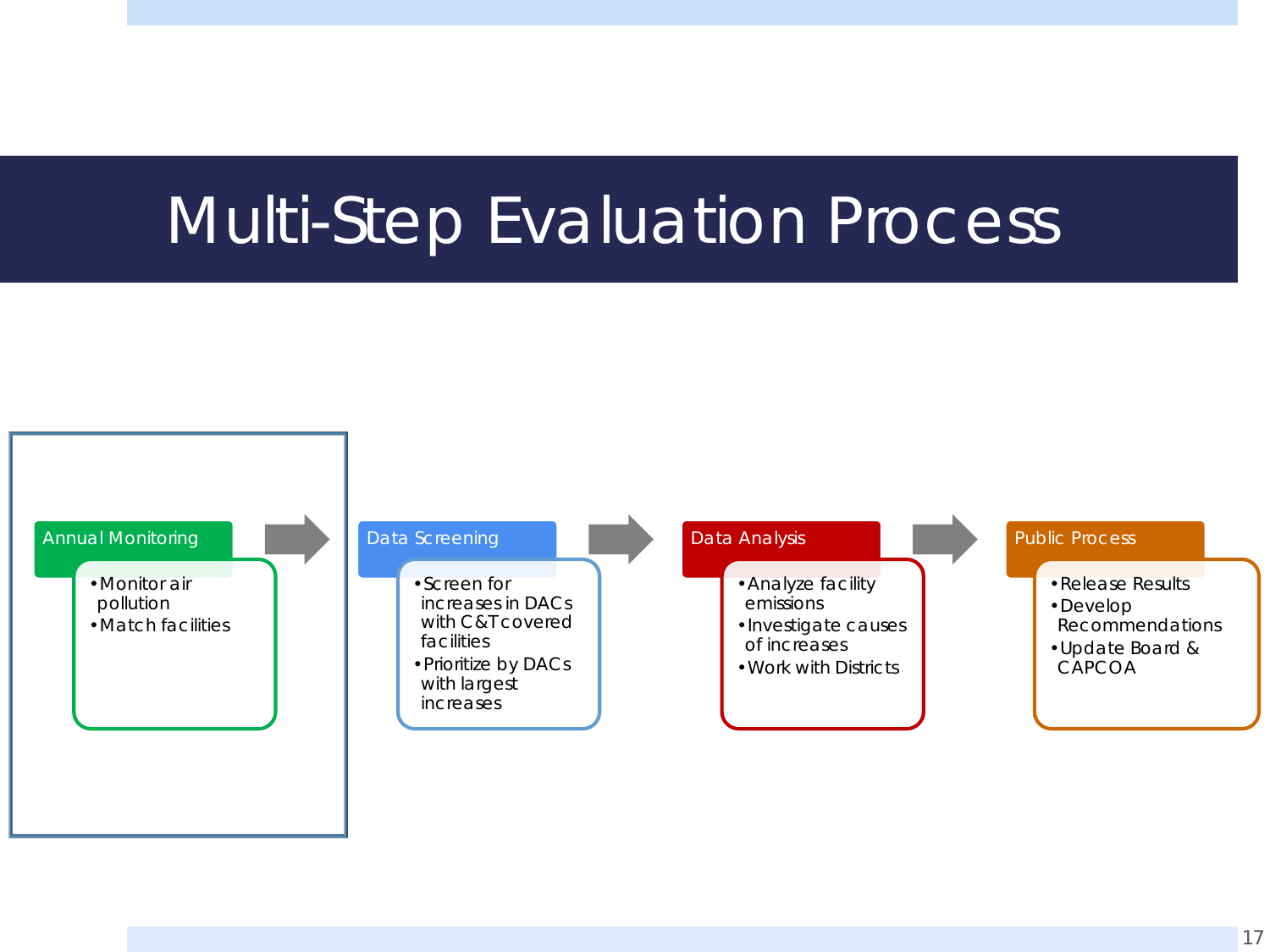# Multi-Step Evaluation Process

**Annual Monitoring**

- Monitor air pollution
- Match facilities

**Data Screening**

- Screen for increases in DACs with C&T covered facilities
- Prioritize by DACs with largest increases

**Data Analysis**

- Analyze facility emissions
- Investigate causes of increases
- Work with Districts

**Public Process**

- Release Results
- Develop Recommendations
- Update Board & CAPCOA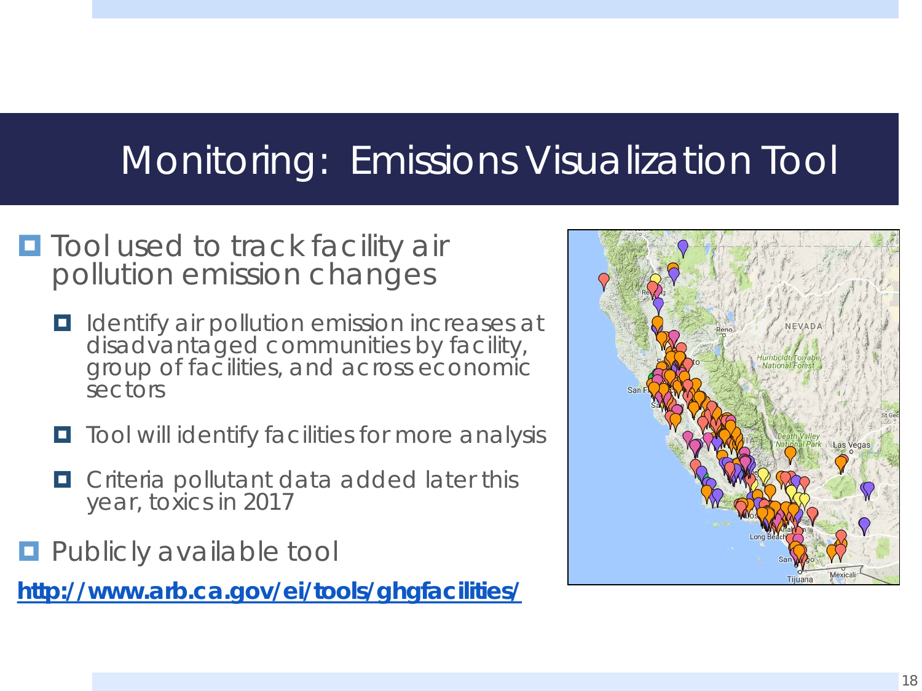# Monitoring: Emissions Visualization Tool

- Tool used to track facility air pollution emission changes
  - Identify air pollution emission increases at disadvantaged communities by facility, group of facilities, and across economic sectors
  - Tool will identify facilities for more analysis
  - Criteria pollutant data added later this year, toxics in 2017
- Publicly available tool

**http://www.arb.ca.gov/ei/tools/ghgfacilities/**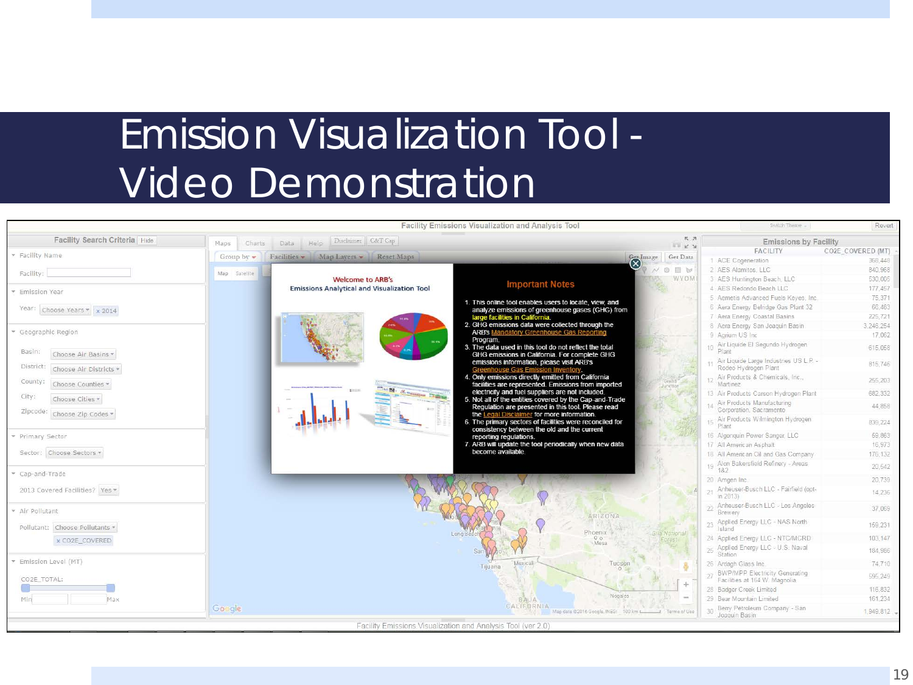# Emission Visualization Tool - Video Demonstration

Facility Emissions Visualization and Analysis Tool

**Facility Search Criteria**

- Facility Name — Facility:
- Emission Year — Year: Choose Years, 2014
- Geographic Region — Basin: Choose Air Basins; District: Choose Air Districts; County: Choose Counties; City: Choose Cities; Zipcode: Choose Zip Codes
- Primary Sector — Sector: Choose Sectors
- Cap-and-Trade — 2013 Covered Facilities? Yes
- Air Pollutant — Pollutant: Choose Pollutants, CO2E_COVERED
- Emission Level (MT) — CO2E_TOTAL: Min, Max

Maps | Charts | Data | Help | Disclaimer | C&T Cap

Group by | Facilities | Map Layers | Reset Maps | Get Image | Get Data

**Welcome to ARB's Emissions Analytical and Visualization Tool**

**Important Notes**

1. This online tool enables users to locate, view, and analyze emissions of greenhouse gases (GHG) from large facilities in California.
2. GHG emissions data were collected through the ARB's Mandatory Greenhouse Gas Reporting Program.
3. The data used in this tool do not reflect the total GHG emissions in California. For complete GHG emissions information, please visit ARB's Greenhouse Gas Emission Inventory.
4. Only emissions directly emitted from California facilities are represented. Emissions from imported electricity and fuel suppliers are not included.
5. Not all of the entities covered by the Cap-and-Trade Regulation are presented in this tool. Please read the Legal Disclaimer for more information.
6. The primary sectors of facilities were reconciled for consistency between the old and the current reporting regulations.
7. ARB will update the tool periodically when new data become available.

**Emissions by Facility**

| | FACILITY | CO2E_COVERED (MT) |
|---|---|---|
| 1 | ACE Cogeneration | 368,448 |
| 2 | AES Alamitos, LLC | 840,968 |
| 3 | AES Huntington Beach, LLC | 530,005 |
| 4 | AES Redondo Beach LLC | 177,457 |
| 5 | Aemetis Advanced Fuels Keyes, Inc. | 75,371 |
| 6 | Aera Energy Belridge Gas Plant 32 | 60,463 |
| 7 | Aera Energy Coastal Basins | 225,721 |
| 8 | Aera Energy San Joaquin Basin | 3,246,254 |
| 9 | Agrium US Inc | 17,062 |
| 10 | Air Liquide El Segundo Hydrogen Plant | 615,058 |
| 11 | Air Liquide Large Industries US L.P. - Rodeo Hydrogen Plant | 815,746 |
| 12 | Air Products & Chemicals, Inc., Martinez | 255,203 |
| 13 | Air Products Carson Hydrogen Plant | 682,332 |
| 14 | Air Products Manufacturing Corporation, Sacramento | 44,858 |
| 15 | Air Products Wilmington Hydrogen Plant | 839,224 |
| 16 | Algonquin Power Sanger, LLC | 59,863 |
| 17 | All American Asphalt | 16,973 |
| 18 | All American Oil and Gas Company | 176,132 |
| 19 | Alon Bakersfield Refinery - Areas 1&2 | 20,542 |
| 20 | Amgen Inc. | 20,739 |
| 21 | Anheuser-Busch LLC - Fairfield (opt-in 2013) | 14,236 |
| 22 | Anheuser-Busch LLC - Los Angeles Brewery | 37,069 |
| 23 | Applied Energy LLC - NAS North Island | 159,231 |
| 24 | Applied Energy LLC - NTC/MCRD | 103,147 |
| 25 | Applied Energy LLC - U.S. Naval Station | 184,986 |
| 26 | Ardagh Glass Inc | 74,710 |
| 27 | BWP/MPP Electricity Generating Facilities at 164 W. Magnolia | 595,249 |
| 28 | Badger Creek Limited | 116,832 |
| 29 | Bear Mountain Limited | 161,234 |
| 30 | Berry Petroleum Company - San Joaquin Basin | 1,949,812 |

Facility Emissions Visualization and Analysis Tool (ver 2.0)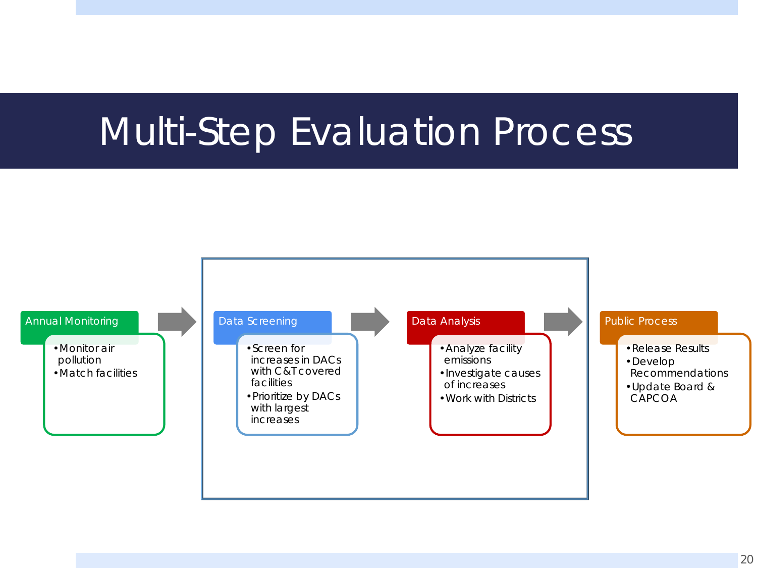# Multi-Step Evaluation Process

**Annual Monitoring**
- Monitor air pollution
- Match facilities

**Data Screening**
- Screen for increases in DACs with C&T covered facilities
- Prioritize by DACs with largest increases

**Data Analysis**
- Analyze facility emissions
- Investigate causes of increases
- Work with Districts

**Public Process**
- Release Results
- Develop Recommendations
- Update Board & CAPCOA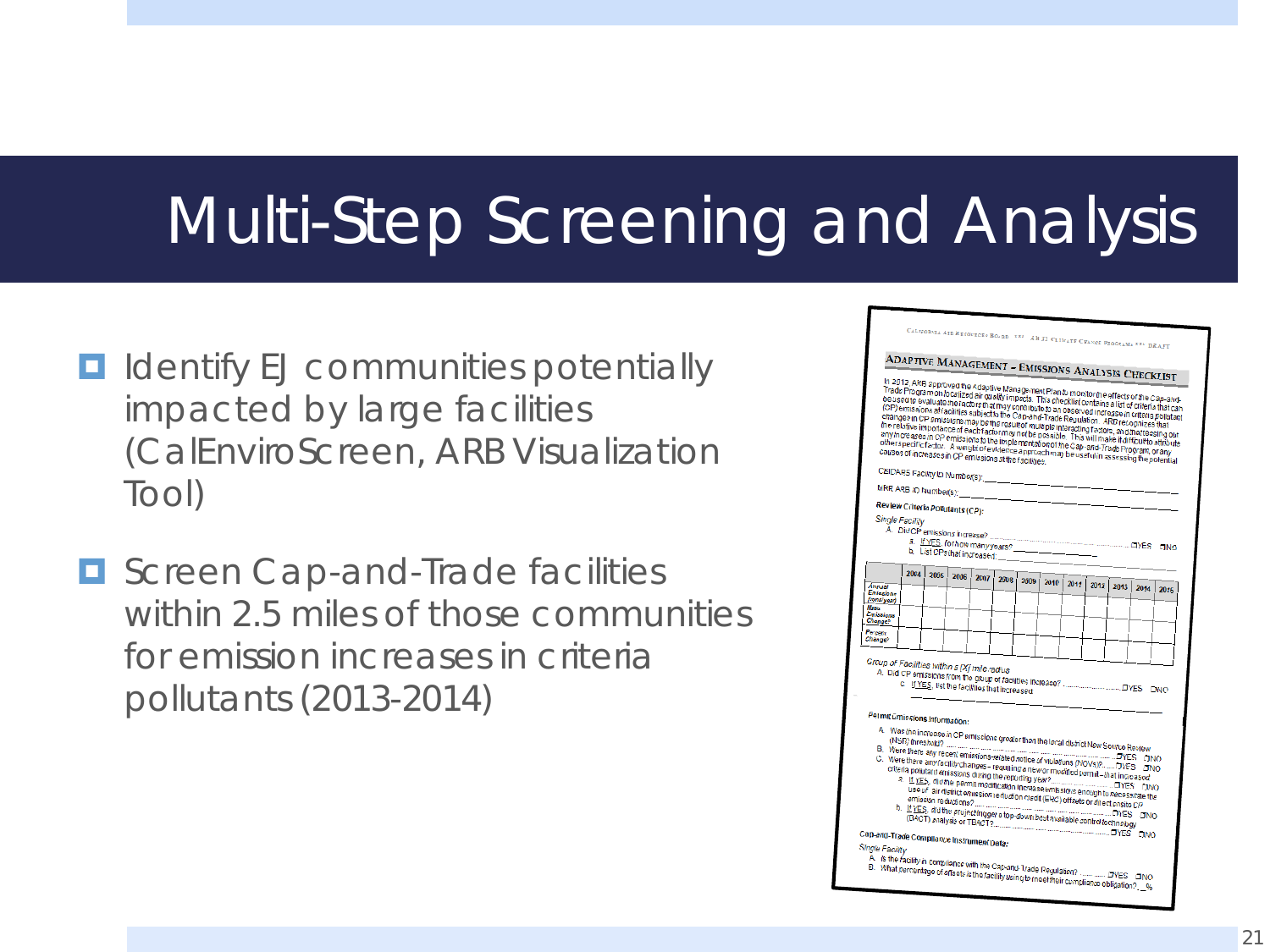# Multi-Step Screening and Analysis

- Identify EJ communities potentially impacted by large facilities (CalEnviroScreen, ARB Visualization Tool)
- Screen Cap-and-Trade facilities within 2.5 miles of those communities for emission increases in criteria pollutants (2013-2014)

California Air Resources Board — AB 32 Climate Change Programs — DRAFT

## Adaptive Management – Emissions Analysis Checklist

In 2012 ARB approved the Adaptive Management Plan to monitor the effects of the Cap-and-Trade Program on localized air quality impacts. This checklist contains a list of criteria that can be used to evaluate the factors that may contribute to an observed increase in criteria pollutant (CP) emissions at facilities subject to the Cap-and-Trade Regulation. ARB recognizes that changes in CP emissions may be the result of multiple interacting factors, and that teasing out the relative importance of each factor may not be possible. This will make it difficult to attribute any increases in CP emissions to the implementation of the Cap-and-Trade Program, or any other specific factor. A weight of evidence approach may be useful in assessing the potential causes of increases in CP emissions at the facilities.

CEIDARS Facility ID Number(s): ____

MRR ARB ID Number(s): ____

**Review Criteria Pollutants (CP):**

*Single Facility*

A. Did CP emissions increase? ........ ☐YES ☐NO
   a. If YES, for how many years? ____
   b. List CPs that increased: ____

| | 2004 | 2005 | 2006 | 2007 | 2008 | 2009 | 2010 | 2011 | 2012 | 2013 | 2014 | 2015 |
|---|---|---|---|---|---|---|---|---|---|---|---|---|
| Annual Emissions (tons/year) | | | | | | | | | | | | |
| Mass Emissions Change? | | | | | | | | | | | | |
| Percent Change? | | | | | | | | | | | | |

*Group of Facilities within a [X] mile radius*

A. Did CP emissions from the group of facilities increase? ........ ☐YES ☐NO
   c. If YES, list the facilities that increased: ____

**Permit Emissions Information:**

A. Was the increase in CP emissions greater than the local district New Source Review (NSR) threshold? ........ ☐YES ☐NO
B. Were there any recent emissions-related notice of violations (NOVs)? ........ ☐YES ☐NO
C. Were there any facility changes – requiring a new or modified permit – that increased criteria pollutant emissions during the reporting year? ........ ☐YES ☐NO
   a. If YES, did the permit modification increase emissions enough to necessitate the use of air district emission reduction credit (ERC) offsets or direct onsite CP emission reductions? ........ ☐YES ☐NO
   b. If YES, did the project trigger a top-down best available control technology (BACT) analysis or TBACT? ........ ☐YES ☐NO

**Cap-and-Trade Compliance Instrument Data:**

*Single Facility*

A. Is the facility in compliance with the Cap-and-Trade Regulation? ........ ☐YES ☐NO
B. What percentage of offsets is the facility using to meet their compliance obligation? __%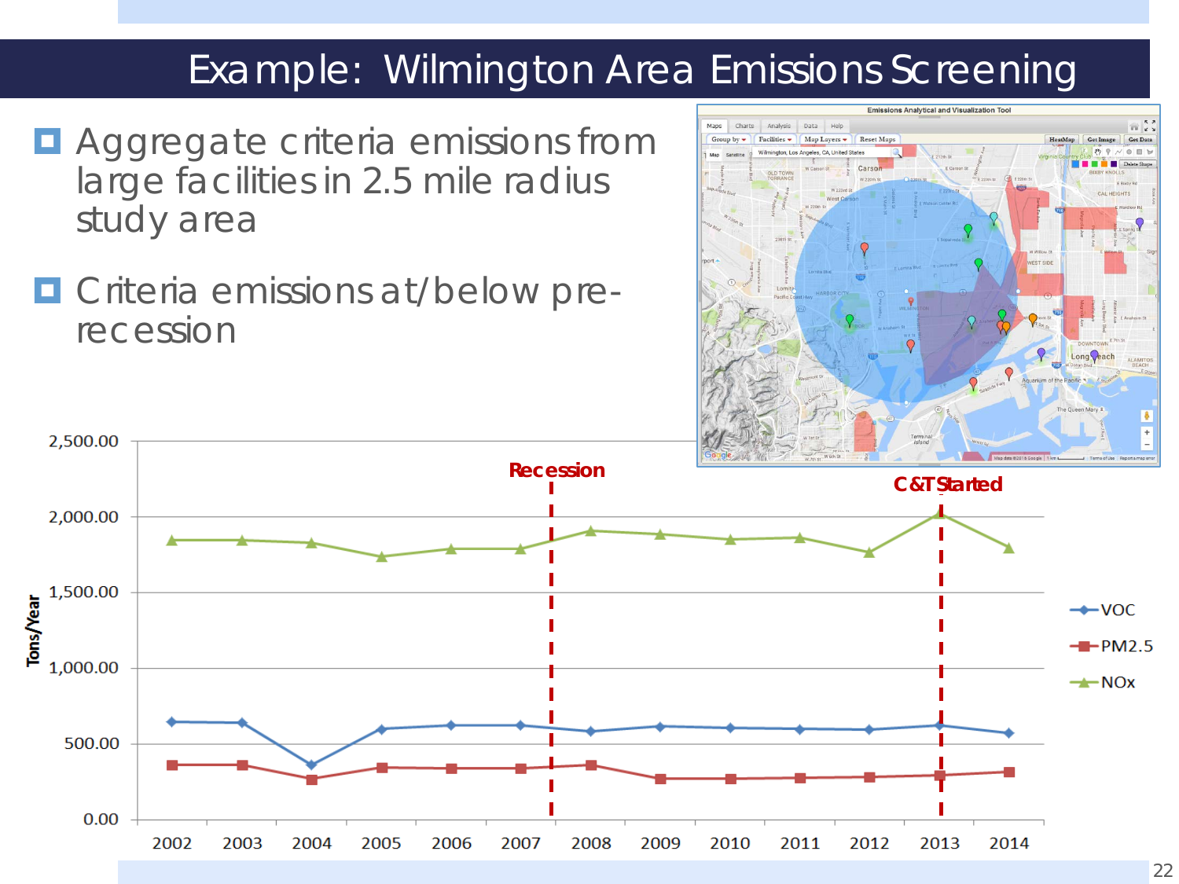# Example: Wilmington Area Emissions Screening

- Aggregate criteria emissions from large facilities in 2.5 mile radius study area
- Criteria emissions at/below pre-recession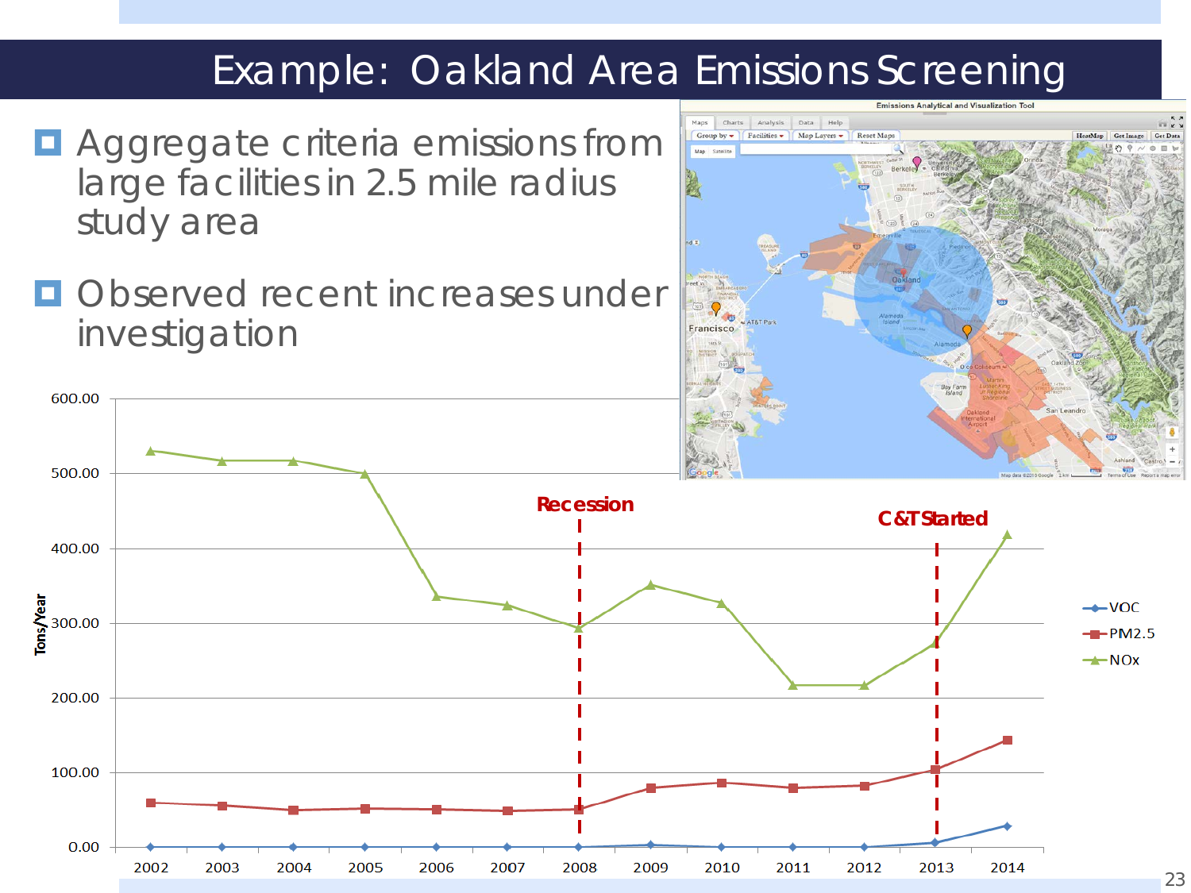# Example: Oakland Area Emissions Screening

- Aggregate criteria emissions from large facilities in 2.5 mile radius study area
- Observed recent increases under investigation

Emissions Analytical and Visualization Tool

Tons/Year

| Year | VOC | PM2.5 | NOx |
|---|---|---|---|
| 2002 | | | |
| 2003 | | | |
| 2004 | | | |
| 2005 | | | |
| 2006 | | | |
| 2007 | | | |
| 2008 | | | |
| 2009 | | | |
| 2010 | | | |
| 2011 | | | |
| 2012 | | | |
| 2013 | | | |
| 2014 | | | |

Recession

C&T Started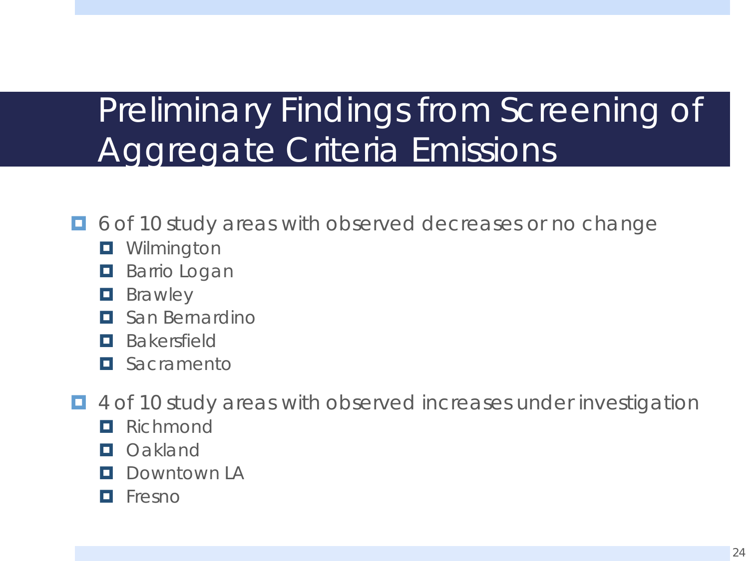# Preliminary Findings from Screening of Aggregate Criteria Emissions

- 6 of 10 study areas with observed decreases or no change
  - Wilmington
  - Barrio Logan
  - Brawley
  - San Bernardino
  - Bakersfield
  - Sacramento
- 4 of 10 study areas with observed increases under investigation
  - Richmond
  - Oakland
  - Downtown LA
  - Fresno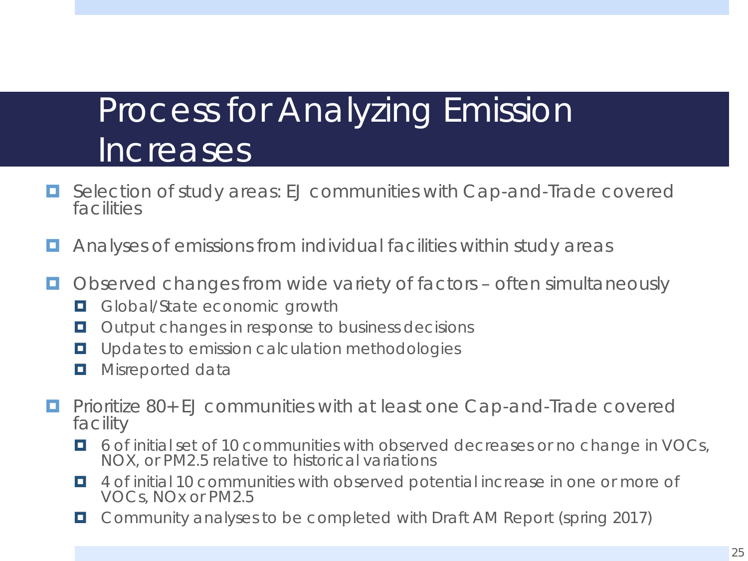# Process for Analyzing Emission Increases

- Selection of study areas: EJ communities with Cap-and-Trade covered facilities
- Analyses of emissions from individual facilities within study areas
- Observed changes from wide variety of factors – often simultaneously
  - Global/State economic growth
  - Output changes in response to business decisions
  - Updates to emission calculation methodologies
  - Misreported data
- Prioritize 80+ EJ communities with at least one Cap-and-Trade covered facility
  - 6 of initial set of 10 communities with observed decreases or no change in VOCs, NOX, or PM2.5 relative to historical variations
  - 4 of initial 10 communities with observed potential increase in one or more of VOCs, NOx or PM2.5
  - Community analyses to be completed with Draft AM Report (spring 2017)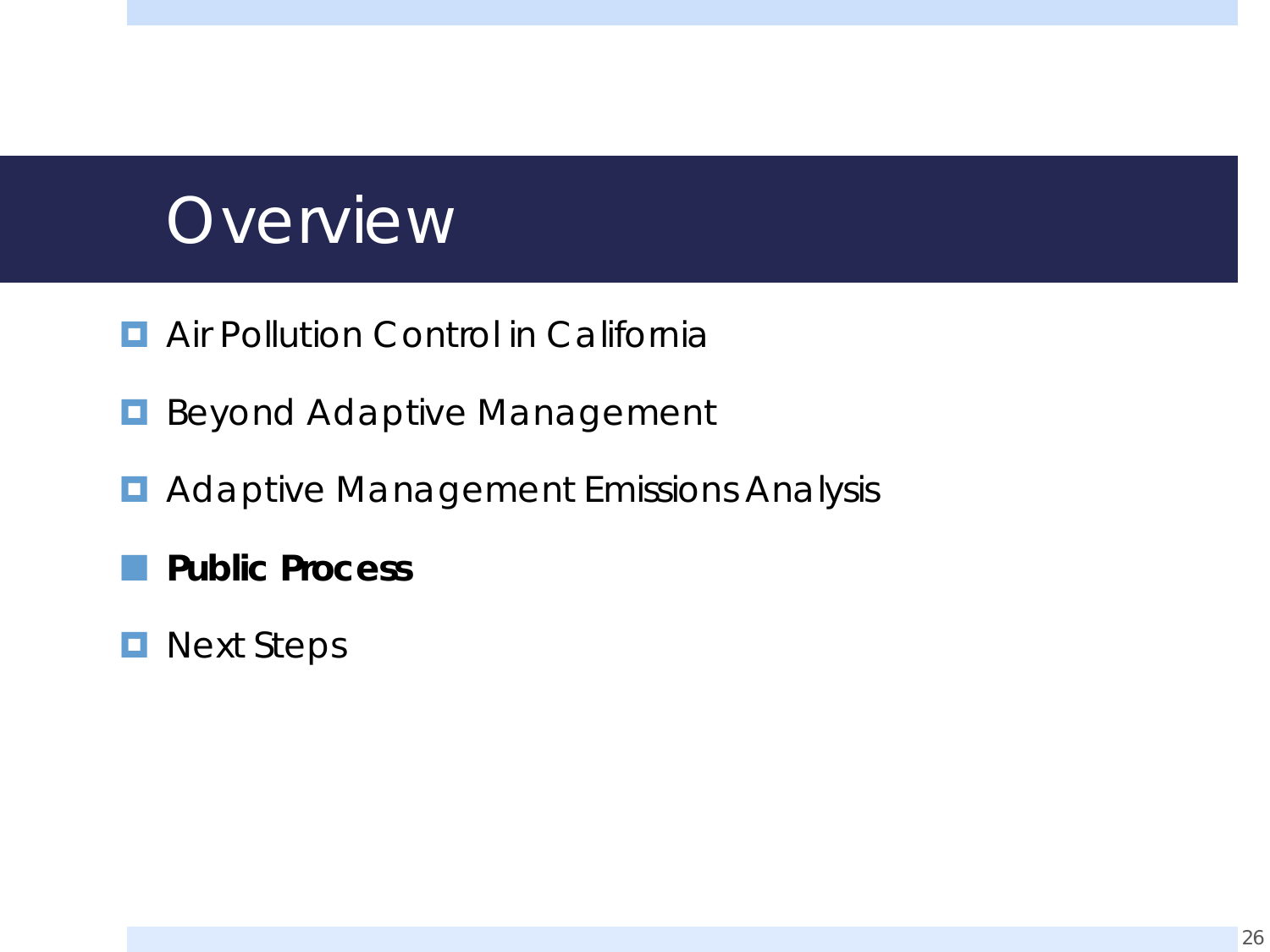# Overview

- Air Pollution Control in California
- Beyond Adaptive Management
- Adaptive Management Emissions Analysis
- **Public Process**
- Next Steps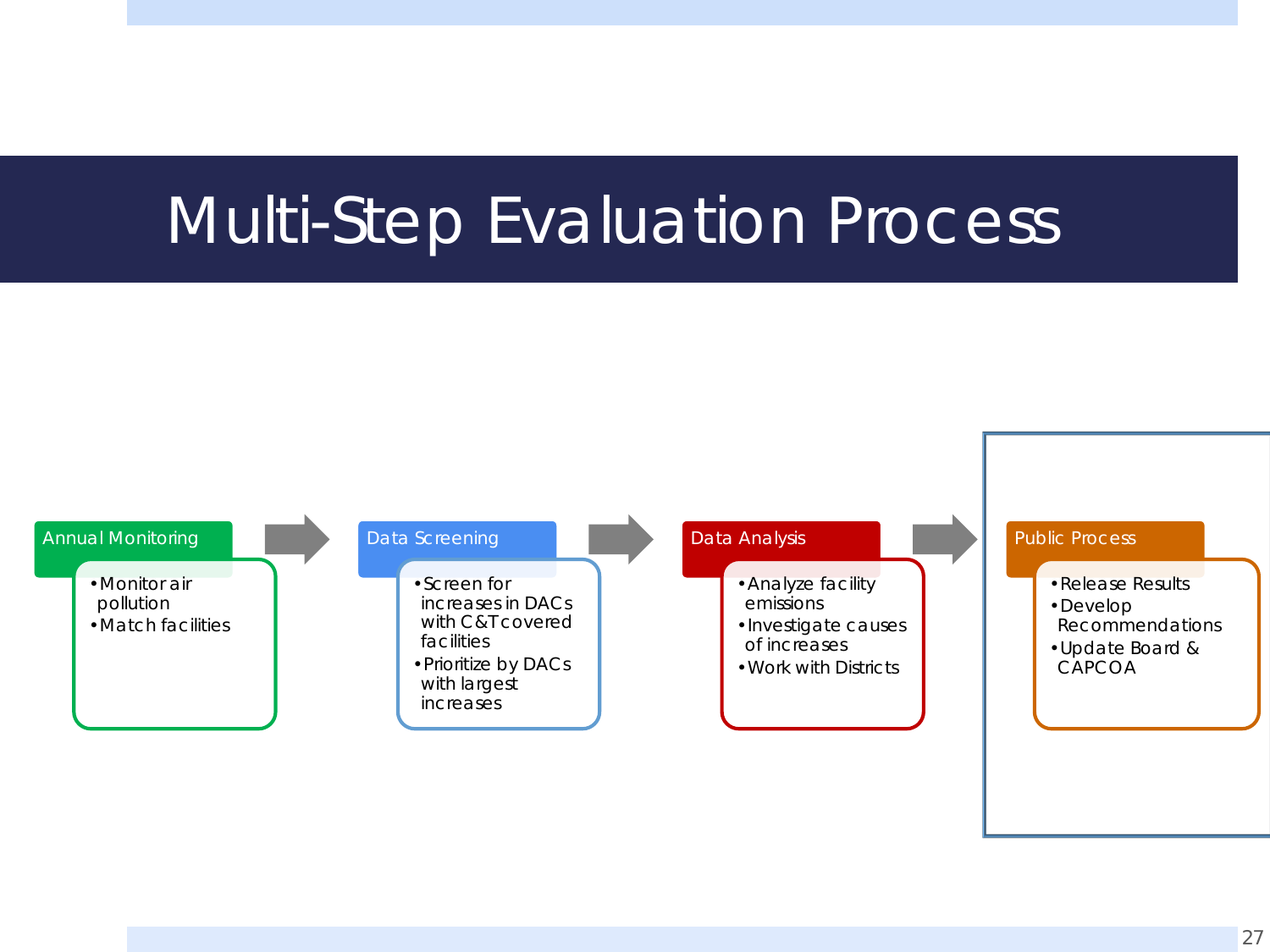# Multi-Step Evaluation Process

**Annual Monitoring**

- Monitor air pollution
- Match facilities

**Data Screening**

- Screen for increases in DACs with C&T covered facilities
- Prioritize by DACs with largest increases

**Data Analysis**

- Analyze facility emissions
- Investigate causes of increases
- Work with Districts

**Public Process**

- Release Results
- Develop Recommendations
- Update Board & CAPCOA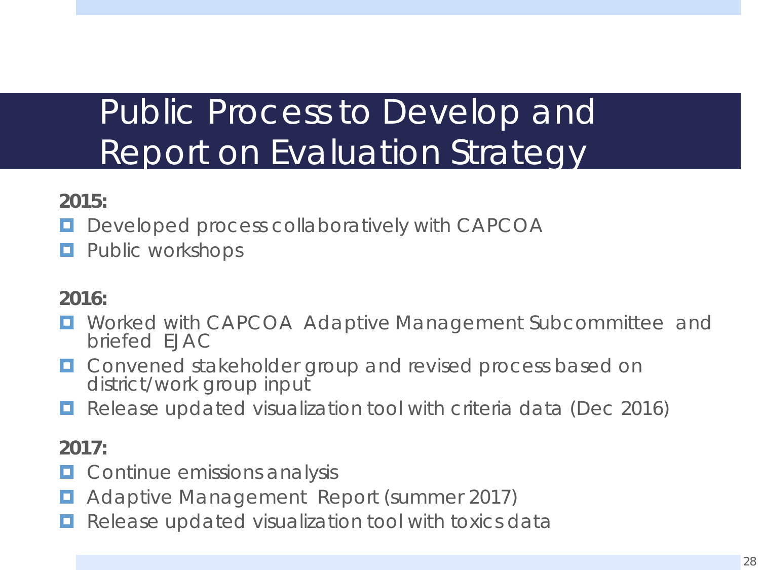# Public Process to Develop and Report on Evaluation Strategy

**2015:**

- Developed process collaboratively with CAPCOA
- Public workshops

**2016:**

- Worked with CAPCOA Adaptive Management Subcommittee and briefed EJAC
- Convened stakeholder group and revised process based on district/work group input
- Release updated visualization tool with criteria data (Dec 2016)

**2017:**

- Continue emissions analysis
- Adaptive Management Report (summer 2017)
- Release updated visualization tool with toxics data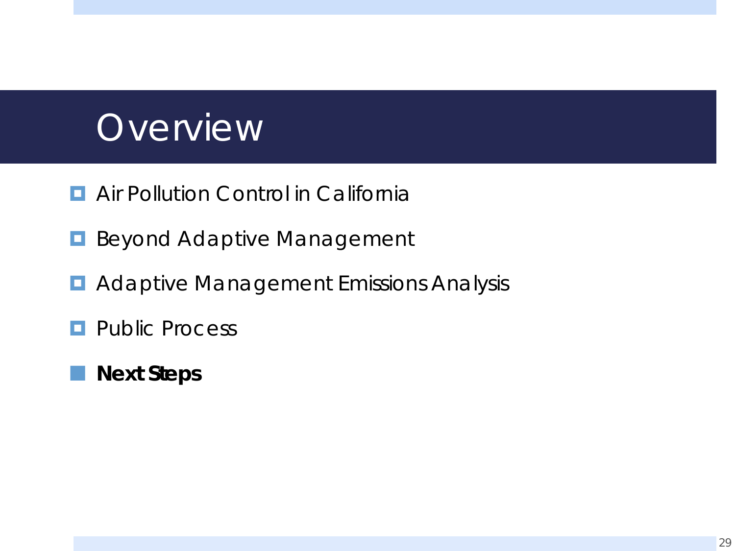# Overview

- Air Pollution Control in California
- Beyond Adaptive Management
- Adaptive Management Emissions Analysis
- Public Process
- **Next Steps**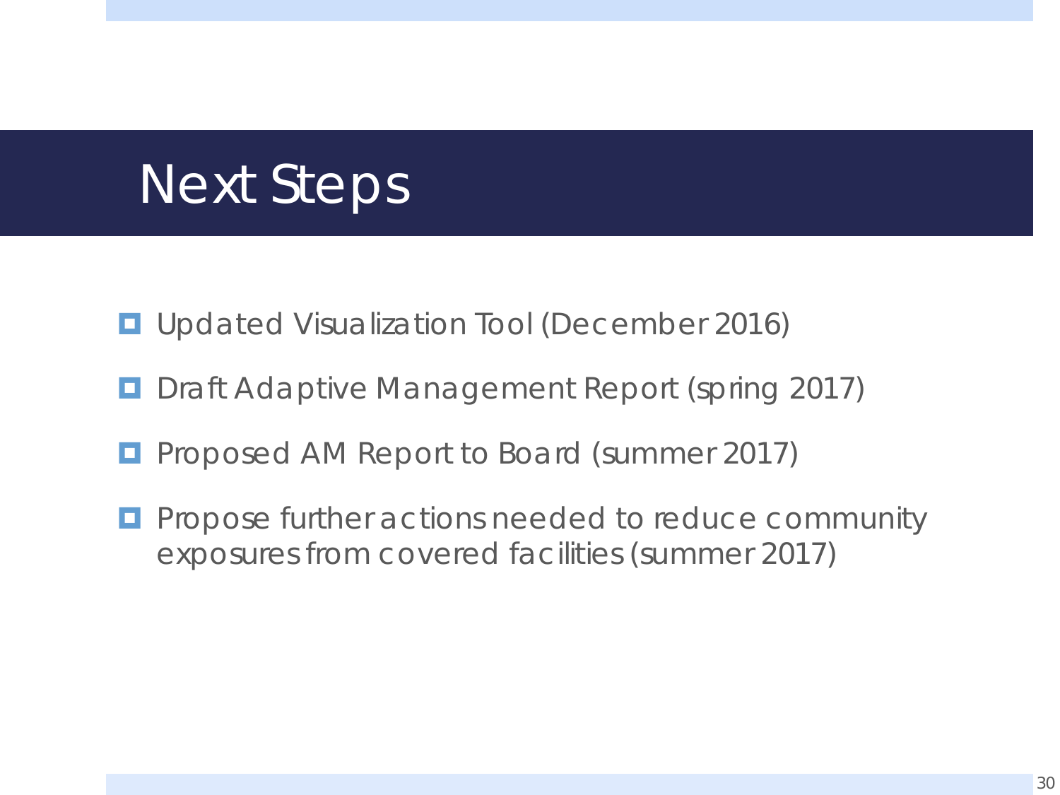# Next Steps

- Updated Visualization Tool (December 2016)
- Draft Adaptive Management Report (spring 2017)
- Proposed AM Report to Board (summer 2017)
- Propose further actions needed to reduce community exposures from covered facilities (summer 2017)